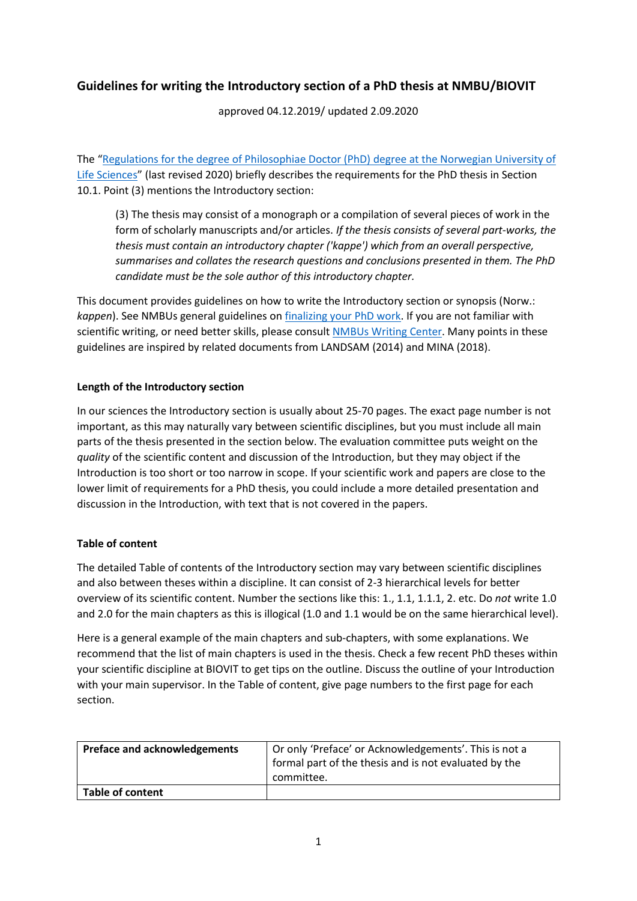# Guidelines for writing the Introductory section of a PhD thesis at NMBU/BIOVIT

approved 04.12.2019/ updated 2.09.2020

The "Regulations for the degree of Philosophiae Doctor (PhD) degree at the Norwegian University of Life Sciences" (last revised 2020) briefly describes the requirements for the PhD thesis in Section 10.1. Point (3) mentions the Introductory section:

> (3) The thesis may consist of a monograph or a compilation of several pieces of work in the form of scholarly manuscripts and/or articles. *If the thesis consists of several part-works, the thesis must contain an introductory chapter ('kappe') which from an overall perspective, summarises and collates the research questions and conclusions presented in them. The PhD candidate must be the sole author of this introductory chapter.*

This document provides guidelines on how to write the Introductory section or synopsis (Norw.: *kappen*). See NMBUs general guidelines on finalizing your PhD work. If you are not familiar with scientific writing, or need better skills, please consult NMBUs Writing Center. Many points in these guidelines are inspired by related documents from LANDSAM (2014) and MINA (2018).

## Length of the Introductory section

In our sciences the Introductory section is usually about 25-70 pages. The exact page number is not important, as this may naturally vary between scientific disciplines, but you must include all main parts of the thesis presented in the section below. The evaluation committee puts weight on the *quality* of the scientific content and discussion of the Introduction, but they may object if the Introduction is too short or too narrow in scope. If your scientific work and papers are close to the lower limit of requirements for a PhD thesis, you could include a more detailed presentation and discussion in the Introduction, with text that is not covered in the papers.

## Table of content

The detailed Table of contents of the Introductory section may vary between scientific disciplines and also between theses within a discipline. It can consist of 2-3 hierarchical levels for better overview of its scientific content. Number the sections like this: 1., 1.1, 1.1.1, 2. etc. Do *not* write 1.0 and 2.0 for the main chapters as this is illogical (1.0 and 1.1 would be on the same hierarchical level).

Here is a general example of the main chapters and sub-chapters, with some explanations. We recommend that the list of main chapters is used in the thesis. Check a few recent PhD theses within your scientific discipline at BIOVIT to get tips on the outline. Discuss the outline of your Introduction with your main supervisor. In the Table of content, give page numbers to the first page for each section.

| **Preface and acknowledgements** | Or only 'Preface' or Acknowledgements'. This is not a formal part of the thesis and is not evaluated by the committee. |
|---|---|
| **Table of content** | |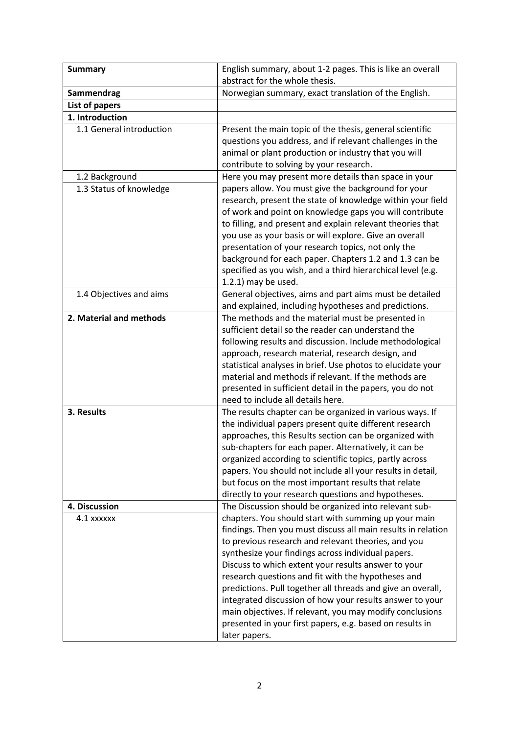| Summary | English summary, about 1-2 pages. This is like an overall abstract for the whole thesis. |
|---|---|
| **Sammendrag** | Norwegian summary, exact translation of the English. |
| **List of papers** | |
| **1. Introduction** | |
| 1.1 General introduction | Present the main topic of the thesis, general scientific questions you address, and if relevant challenges in the animal or plant production or industry that you will contribute to solving by your research. |
| 1.2 Background<br>1.3 Status of knowledge | Here you may present more details than space in your papers allow. You must give the background for your research, present the state of knowledge within your field of work and point on knowledge gaps you will contribute to filling, and present and explain relevant theories that you use as your basis or will explore. Give an overall presentation of your research topics, not only the background for each paper. Chapters 1.2 and 1.3 can be specified as you wish, and a third hierarchical level (e.g. 1.2.1) may be used. |
| 1.4 Objectives and aims | General objectives, aims and part aims must be detailed and explained, including hypotheses and predictions. |
| **2. Material and methods** | The methods and the material must be presented in sufficient detail so the reader can understand the following results and discussion. Include methodological approach, research material, research design, and statistical analyses in brief. Use photos to elucidate your material and methods if relevant. If the methods are presented in sufficient detail in the papers, you do not need to include all details here. |
| **3. Results** | The results chapter can be organized in various ways. If the individual papers present quite different research approaches, this Results section can be organized with sub-chapters for each paper. Alternatively, it can be organized according to scientific topics, partly across papers. You should not include all your results in detail, but focus on the most important results that relate directly to your research questions and hypotheses. |
| **4. Discussion**<br>4.1 xxxxxx | The Discussion should be organized into relevant sub-chapters. You should start with summing up your main findings. Then you must discuss all main results in relation to previous research and relevant theories, and you synthesize your findings across individual papers. Discuss to which extent your results answer to your research questions and fit with the hypotheses and predictions. Pull together all threads and give an overall, integrated discussion of how your results answer to your main objectives. If relevant, you may modify conclusions presented in your first papers, e.g. based on results in later papers. |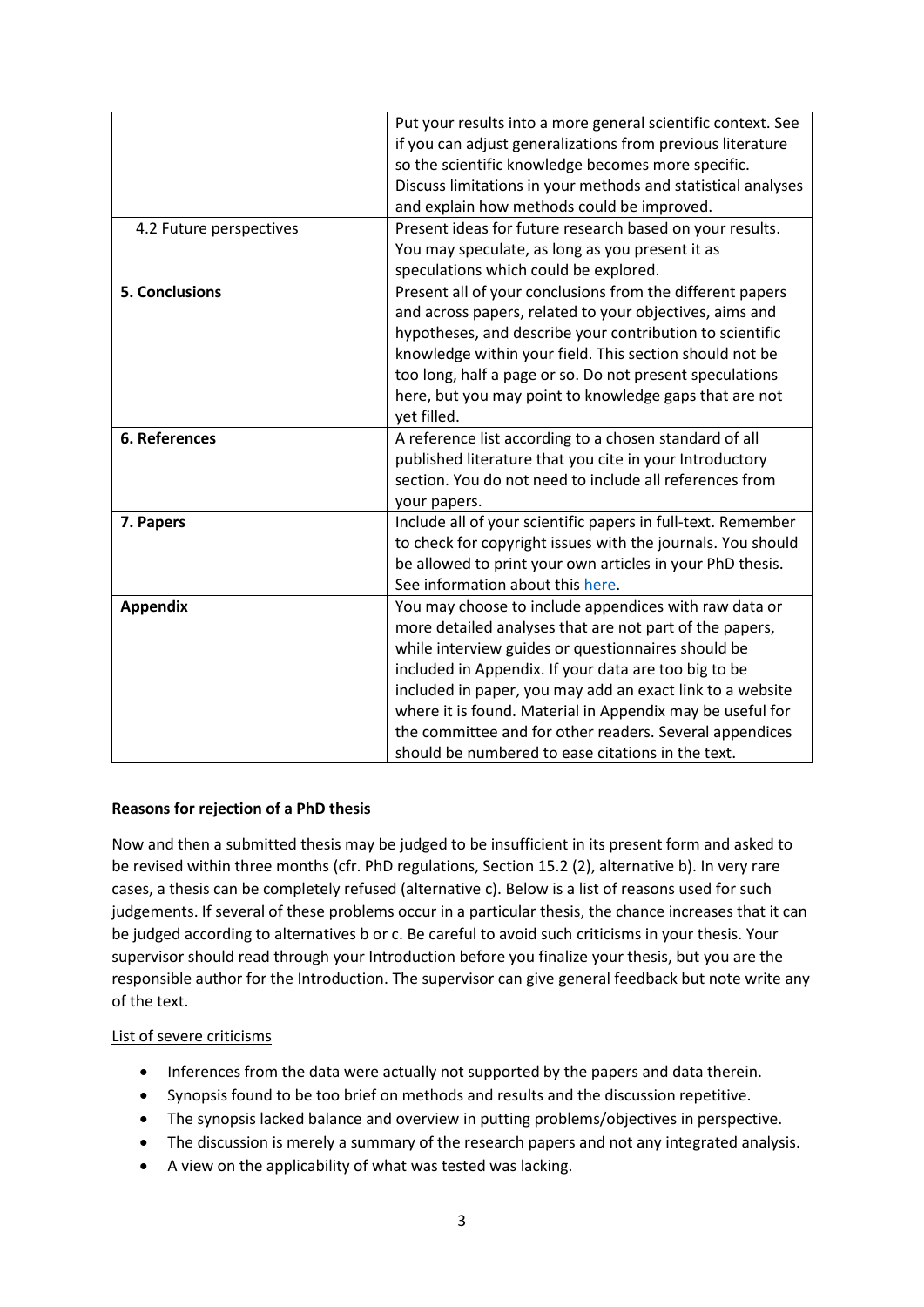| | |
|---|---|
| | Put your results into a more general scientific context. See if you can adjust generalizations from previous literature so the scientific knowledge becomes more specific. Discuss limitations in your methods and statistical analyses and explain how methods could be improved. |
| 4.2 Future perspectives | Present ideas for future research based on your results. You may speculate, as long as you present it as speculations which could be explored. |
| **5. Conclusions** | Present all of your conclusions from the different papers and across papers, related to your objectives, aims and hypotheses, and describe your contribution to scientific knowledge within your field. This section should not be too long, half a page or so. Do not present speculations here, but you may point to knowledge gaps that are not yet filled. |
| **6. References** | A reference list according to a chosen standard of all published literature that you cite in your Introductory section. You do not need to include all references from your papers. |
| **7. Papers** | Include all of your scientific papers in full-text. Remember to check for copyright issues with the journals. You should be allowed to print your own articles in your PhD thesis. See information about this here. |
| **Appendix** | You may choose to include appendices with raw data or more detailed analyses that are not part of the papers, while interview guides or questionnaires should be included in Appendix. If your data are too big to be included in paper, you may add an exact link to a website where it is found. Material in Appendix may be useful for the committee and for other readers. Several appendices should be numbered to ease citations in the text. |

**Reasons for rejection of a PhD thesis**

Now and then a submitted thesis may be judged to be insufficient in its present form and asked to be revised within three months (cfr. PhD regulations, Section 15.2 (2), alternative b). In very rare cases, a thesis can be completely refused (alternative c). Below is a list of reasons used for such judgements. If several of these problems occur in a particular thesis, the chance increases that it can be judged according to alternatives b or c. Be careful to avoid such criticisms in your thesis. Your supervisor should read through your Introduction before you finalize your thesis, but you are the responsible author for the Introduction. The supervisor can give general feedback but note write any of the text.

List of severe criticisms

- Inferences from the data were actually not supported by the papers and data therein.
- Synopsis found to be too brief on methods and results and the discussion repetitive.
- The synopsis lacked balance and overview in putting problems/objectives in perspective.
- The discussion is merely a summary of the research papers and not any integrated analysis.
- A view on the applicability of what was tested was lacking.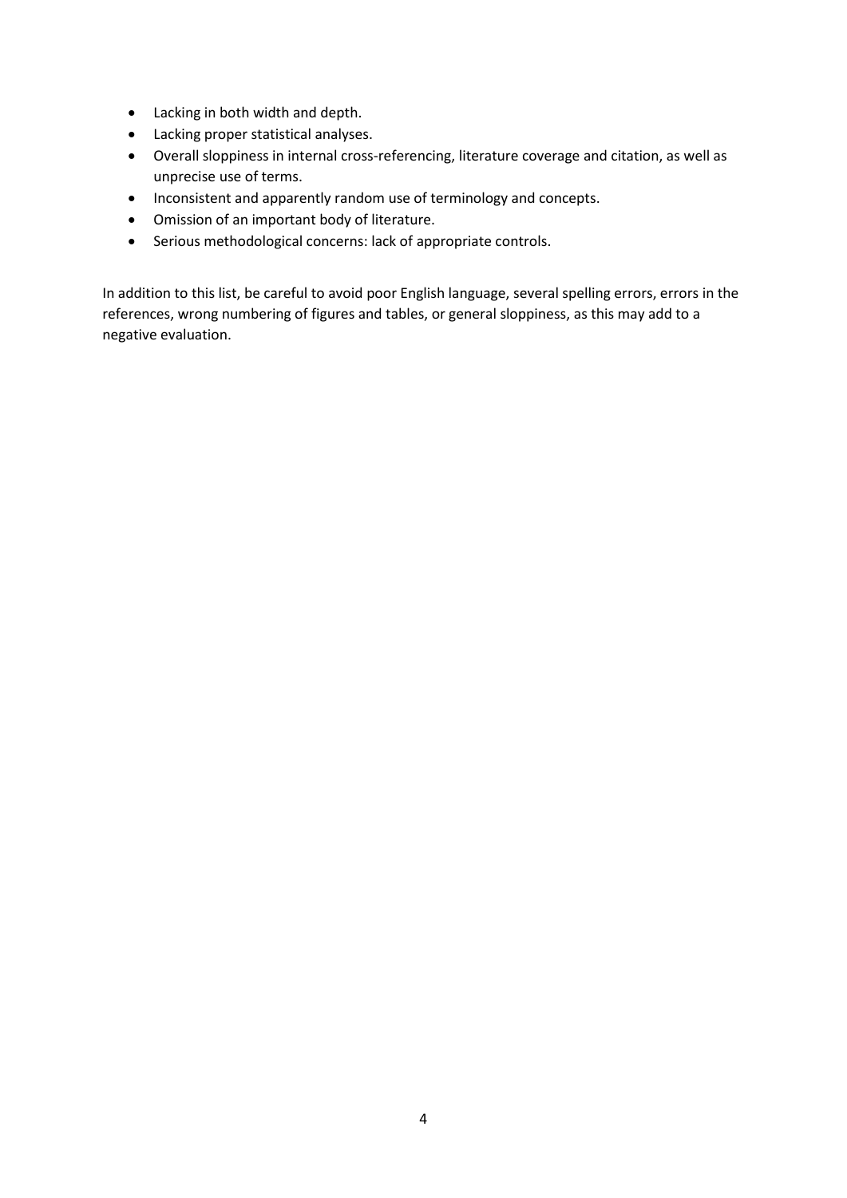- Lacking in both width and depth.
- Lacking proper statistical analyses.
- Overall sloppiness in internal cross-referencing, literature coverage and citation, as well as unprecise use of terms.
- Inconsistent and apparently random use of terminology and concepts.
- Omission of an important body of literature.
- Serious methodological concerns: lack of appropriate controls.

In addition to this list, be careful to avoid poor English language, several spelling errors, errors in the references, wrong numbering of figures and tables, or general sloppiness, as this may add to a negative evaluation.